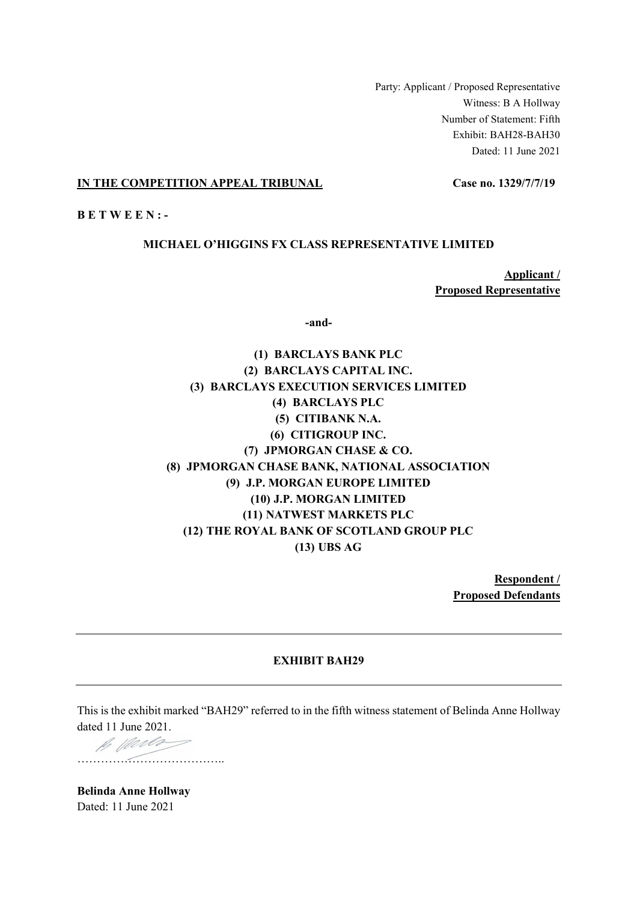Party: Applicant / Proposed Representative
Witness: B A Hollway
Number of Statement: Fifth
Exhibit: BAH28-BAH30
Dated: 11 June 2021

**IN THE COMPETITION APPEAL TRIBUNAL** **Case no. 1329/7/7/19**

**B E T W E E N : -**

**MICHAEL O'HIGGINS FX CLASS REPRESENTATIVE LIMITED**

**Applicant / Proposed Representative**

**-and-**

**(1) BARCLAYS BANK PLC**
**(2) BARCLAYS CAPITAL INC.**
**(3) BARCLAYS EXECUTION SERVICES LIMITED**
**(4) BARCLAYS PLC**
**(5) CITIBANK N.A.**
**(6) CITIGROUP INC.**
**(7) JPMORGAN CHASE & CO.**
**(8) JPMORGAN CHASE BANK, NATIONAL ASSOCIATION**
**(9) J.P. MORGAN EUROPE LIMITED**
**(10) J.P. MORGAN LIMITED**
**(11) NATWEST MARKETS PLC**
**(12) THE ROYAL BANK OF SCOTLAND GROUP PLC**
**(13) UBS AG**

**Respondent / Proposed Defendants**

---

**EXHIBIT BAH29**

---

This is the exhibit marked "BAH29" referred to in the fifth witness statement of Belinda Anne Hollway dated 11 June 2021.

………………………………..

**Belinda Anne Hollway**
Dated: 11 June 2021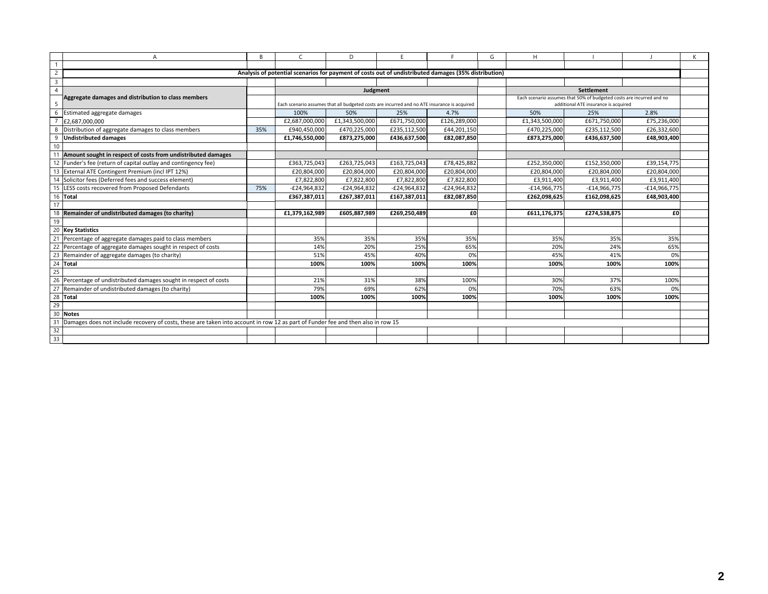## Analysis of potential scenarios for payment of costs out of undistributed damages (35% distribution)

| | | Judgment | | | | Settlement | | |
|---|---|---|---|---|---|---|---|---|
| **Aggregate damages and distribution to class members** | | Each scenario assumes that all budgeted costs are incurred and no ATE insurance is acquired | | | | Each scenario assumes that 50% of budgeted costs are incurred and no additional ATE insurance is acquired | | |
| Estimated aggregate damages | | 100% | 50% | 25% | 4.7% | 50% | 25% | 2.8% |
| £2,687,000,000 | | £2,687,000,000 | £1,343,500,000 | £671,750,000 | £126,289,000 | £1,343,500,000 | £671,750,000 | £75,236,000 |
| Distribution of aggregate damages to class members | 35% | £940,450,000 | £470,225,000 | £235,112,500 | £44,201,150 | £470,225,000 | £235,112,500 | £26,332,600 |
| **Undistributed damages** | | **£1,746,550,000** | **£873,275,000** | **£436,637,500** | **£82,087,850** | **£873,275,000** | **£436,637,500** | **£48,903,400** |
| | | | | | | | | |
| **Amount sought in respect of costs from undistributed damages** | | | | | | | | |
| Funder's fee (return of capital outlay and contingency fee) | | £363,725,043 | £263,725,043 | £163,725,043 | £78,425,882 | £252,350,000 | £152,350,000 | £39,154,775 |
| External ATE Contingent Premium (incl IPT 12%) | | £20,804,000 | £20,804,000 | £20,804,000 | £20,804,000 | £20,804,000 | £20,804,000 | £20,804,000 |
| Solicitor fees (Deferred fees and success element) | | £7,822,800 | £7,822,800 | £7,822,800 | £7,822,800 | £3,911,400 | £3,911,400 | £3,911,400 |
| LESS costs recovered from Proposed Defendants | 75% | -£24,964,832 | -£24,964,832 | -£24,964,832 | -£24,964,832 | -£14,966,775 | -£14,966,775 | -£14,966,775 |
| **Total** | | **£367,387,011** | **£267,387,011** | **£167,387,011** | **£82,087,850** | **£262,098,625** | **£162,098,625** | **£48,903,400** |
| | | | | | | | | |
| **Remainder of undistributed damages (to charity)** | | **£1,379,162,989** | **£605,887,989** | **£269,250,489** | **£0** | **£611,176,375** | **£274,538,875** | **£0** |
| | | | | | | | | |
| **Key Statistics** | | | | | | | | |
| Percentage of aggregate damages paid to class members | | 35% | 35% | 35% | 35% | 35% | 35% | 35% |
| Percentage of aggregate damages sought in respect of costs | | 14% | 20% | 25% | 65% | 20% | 24% | 65% |
| Remainder of aggregate damages (to charity) | | 51% | 45% | 40% | 0% | 45% | 41% | 0% |
| **Total** | | **100%** | **100%** | **100%** | **100%** | **100%** | **100%** | **100%** |
| | | | | | | | | |
| Percentage of undistributed damages sought in respect of costs | | 21% | 31% | 38% | 100% | 30% | 37% | 100% |
| Remainder of undistributed damages (to charity) | | 79% | 69% | 62% | 0% | 70% | 63% | 0% |
| **Total** | | **100%** | **100%** | **100%** | **100%** | **100%** | **100%** | **100%** |

**Notes**

Damages does not include recovery of costs, these are taken into account in row 12 as part of Funder fee and then also in row 15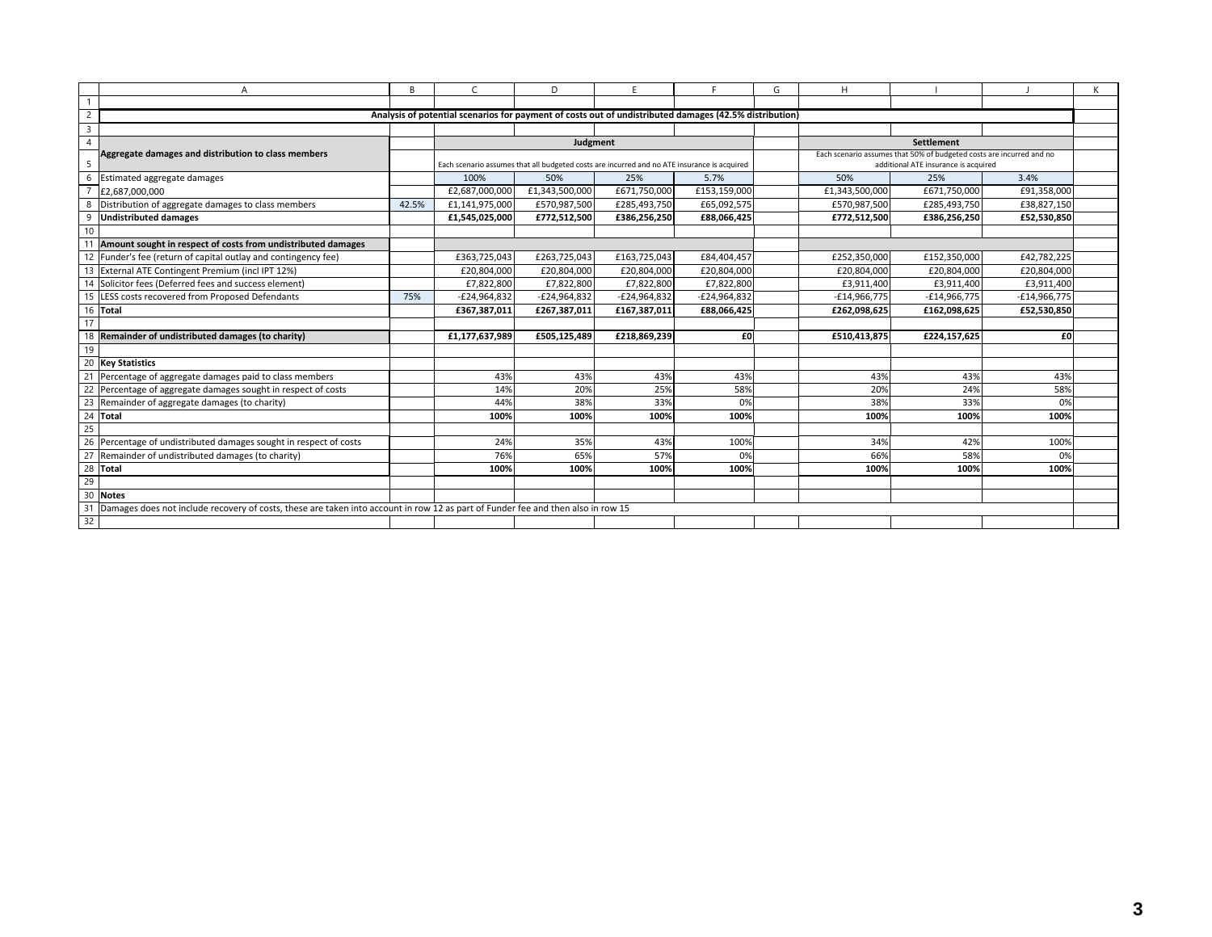**Analysis of potential scenarios for payment of costs out of undistributed damages (42.5% distribution)**

| | | Judgment | | | | | Settlement | | |
|---|---|---|---|---|---|---|---|---|---|
| **Aggregate damages and distribution to class members** | | Each scenario assumes that all budgeted costs are incurred and no ATE insurance is acquired | | | | | Each scenario assumes that 50% of budgeted costs are incurred and no additional ATE insurance is acquired | | |
| Estimated aggregate damages | | 100% | 50% | 25% | 5.7% | | 50% | 25% | 3.4% |
| £2,687,000,000 | | £2,687,000,000 | £1,343,500,000 | £671,750,000 | £153,159,000 | | £1,343,500,000 | £671,750,000 | £91,358,000 |
| Distribution of aggregate damages to class members | 42.5% | £1,141,975,000 | £570,987,500 | £285,493,750 | £65,092,575 | | £570,987,500 | £285,493,750 | £38,827,150 |
| **Undistributed damages** | | **£1,545,025,000** | **£772,512,500** | **£386,256,250** | **£88,066,425** | | **£772,512,500** | **£386,256,250** | **£52,530,850** |
| | | | | | | | | | |
| **Amount sought in respect of costs from undistributed damages** | | | | | | | | | |
| Funder's fee (return of capital outlay and contingency fee) | | £363,725,043 | £263,725,043 | £163,725,043 | £84,404,457 | | £252,350,000 | £152,350,000 | £42,782,225 |
| External ATE Contingent Premium (incl IPT 12%) | | £20,804,000 | £20,804,000 | £20,804,000 | £20,804,000 | | £20,804,000 | £20,804,000 | £20,804,000 |
| Solicitor fees (Deferred fees and success element) | | £7,822,800 | £7,822,800 | £7,822,800 | £7,822,800 | | £3,911,400 | £3,911,400 | £3,911,400 |
| LESS costs recovered from Proposed Defendants | 75% | -£24,964,832 | -£24,964,832 | -£24,964,832 | -£24,964,832 | | -£14,966,775 | -£14,966,775 | -£14,966,775 |
| **Total** | | **£367,387,011** | **£267,387,011** | **£167,387,011** | **£88,066,425** | | **£262,098,625** | **£162,098,625** | **£52,530,850** |
| | | | | | | | | | |
| **Remainder of undistributed damages (to charity)** | | **£1,177,637,989** | **£505,125,489** | **£218,869,239** | **£0** | | **£510,413,875** | **£224,157,625** | **£0** |
| | | | | | | | | | |
| **Key Statistics** | | | | | | | | | |
| Percentage of aggregate damages paid to class members | | 43% | 43% | 43% | 43% | | 43% | 43% | 43% |
| Percentage of aggregate damages sought in respect of costs | | 14% | 20% | 25% | 58% | | 20% | 24% | 58% |
| Remainder of aggregate damages (to charity) | | 44% | 38% | 33% | 0% | | 38% | 33% | 0% |
| **Total** | | **100%** | **100%** | **100%** | **100%** | | **100%** | **100%** | **100%** |
| | | | | | | | | | |
| Percentage of undistributed damages sought in respect of costs | | 24% | 35% | 43% | 100% | | 34% | 42% | 100% |
| Remainder of undistributed damages (to charity) | | 76% | 65% | 57% | 0% | | 66% | 58% | 0% |
| **Total** | | **100%** | **100%** | **100%** | **100%** | | **100%** | **100%** | **100%** |

**Notes**

Damages does not include recovery of costs, these are taken into account in row 12 as part of Funder fee and then also in row 15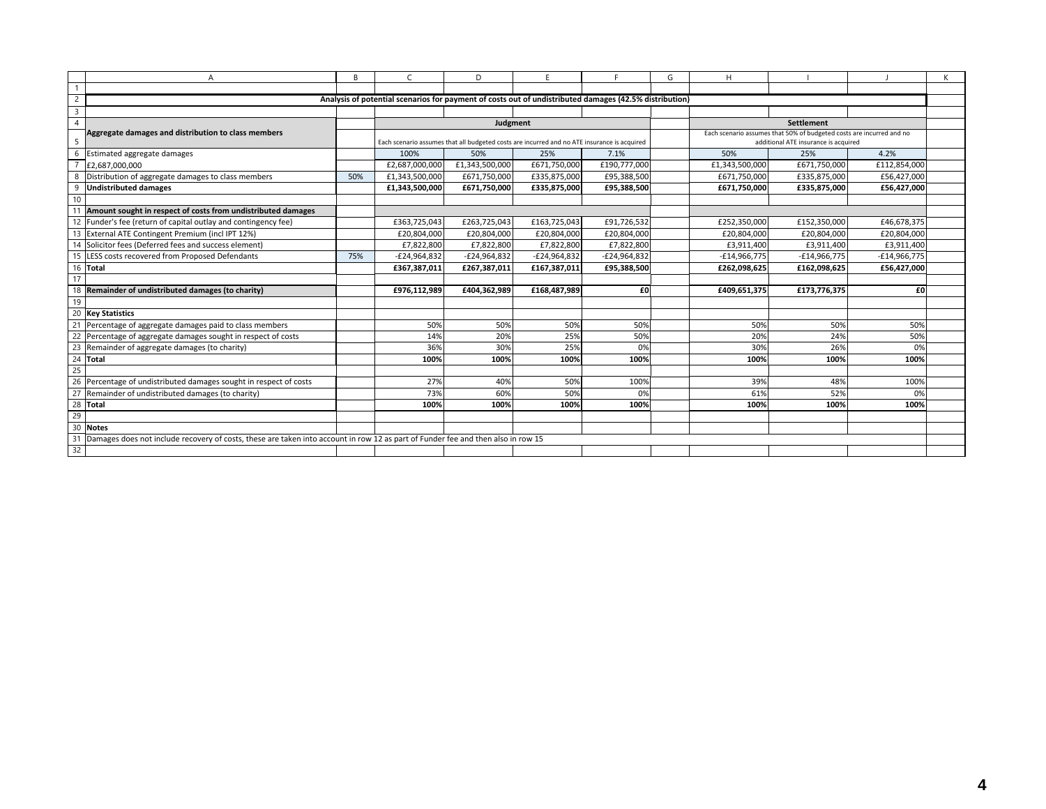| | | Judgment | | | | | Settlement | | |
|---|---|---|---|---|---|---|---|---|---|
| **Analysis of potential scenarios for payment of costs out of undistributed damages (42.5% distribution)** | | | | | | | | | |
| **Aggregate damages and distribution to class members** | | Each scenario assumes that all budgeted costs are incurred and no ATE insurance is acquired | | | | | Each scenario assumes that 50% of budgeted costs are incurred and no additional ATE insurance is acquired | | |
| Estimated aggregate damages | | 100% | 50% | 25% | 7.1% | | 50% | 25% | 4.2% |
| £2,687,000,000 | | £2,687,000,000 | £1,343,500,000 | £671,750,000 | £190,777,000 | | £1,343,500,000 | £671,750,000 | £112,854,000 |
| Distribution of aggregate damages to class members | 50% | £1,343,500,000 | £671,750,000 | £335,875,000 | £95,388,500 | | £671,750,000 | £335,875,000 | £56,427,000 |
| **Undistributed damages** | | **£1,343,500,000** | **£671,750,000** | **£335,875,000** | **£95,388,500** | | **£671,750,000** | **£335,875,000** | **£56,427,000** |
| | | | | | | | | | |
| **Amount sought in respect of costs from undistributed damages** | | | | | | | | | |
| Funder's fee (return of capital outlay and contingency fee) | | £363,725,043 | £263,725,043 | £163,725,043 | £91,726,532 | | £252,350,000 | £152,350,000 | £46,678,375 |
| External ATE Contingent Premium (incl IPT 12%) | | £20,804,000 | £20,804,000 | £20,804,000 | £20,804,000 | | £20,804,000 | £20,804,000 | £20,804,000 |
| Solicitor fees (Deferred fees and success element) | | £7,822,800 | £7,822,800 | £7,822,800 | £7,822,800 | | £3,911,400 | £3,911,400 | £3,911,400 |
| LESS costs recovered from Proposed Defendants | 75% | -£24,964,832 | -£24,964,832 | -£24,964,832 | -£24,964,832 | | -£14,966,775 | -£14,966,775 | -£14,966,775 |
| **Total** | | **£367,387,011** | **£267,387,011** | **£167,387,011** | **£95,388,500** | | **£262,098,625** | **£162,098,625** | **£56,427,000** |
| | | | | | | | | | |
| **Remainder of undistributed damages (to charity)** | | **£976,112,989** | **£404,362,989** | **£168,487,989** | **£0** | | **£409,651,375** | **£173,776,375** | **£0** |
| | | | | | | | | | |
| **Key Statistics** | | | | | | | | | |
| Percentage of aggregate damages paid to class members | | 50% | 50% | 50% | 50% | | 50% | 50% | 50% |
| Percentage of aggregate damages sought in respect of costs | | 14% | 20% | 25% | 50% | | 20% | 24% | 50% |
| Remainder of aggregate damages (to charity) | | 36% | 30% | 25% | 0% | | 30% | 26% | 0% |
| **Total** | | **100%** | **100%** | **100%** | **100%** | | **100%** | **100%** | **100%** |
| | | | | | | | | | |
| Percentage of undistributed damages sought in respect of costs | | 27% | 40% | 50% | 100% | | 39% | 48% | 100% |
| Remainder of undistributed damages (to charity) | | 73% | 60% | 50% | 0% | | 61% | 52% | 0% |
| **Total** | | **100%** | **100%** | **100%** | **100%** | | **100%** | **100%** | **100%** |
| | | | | | | | | | |
| **Notes** | | | | | | | | | |
| Damages does not include recovery of costs, these are taken into account in row 12 as part of Funder fee and then also in row 15 | | | | | | | | | |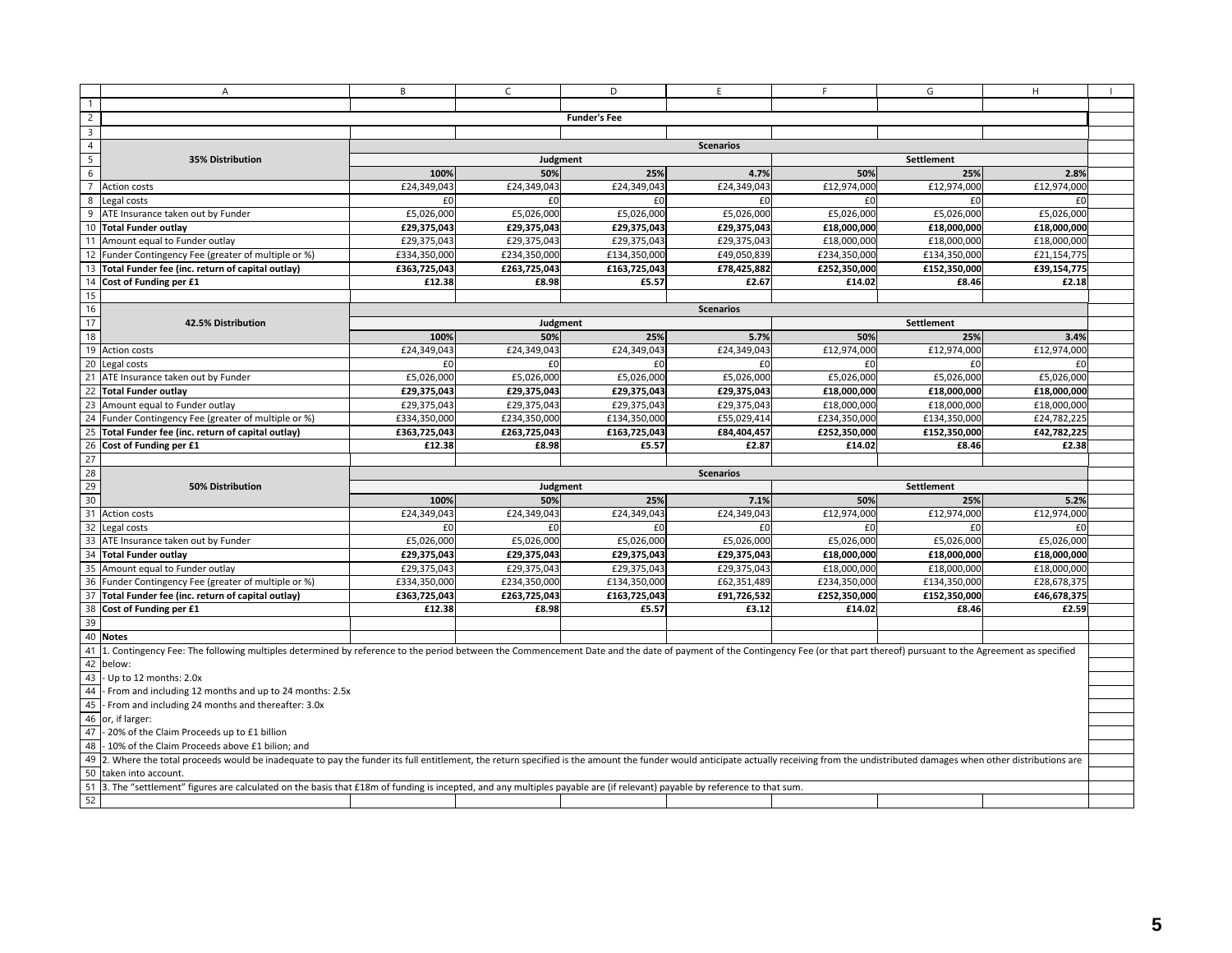## Funder's Fee

| 35% Distribution | Scenarios | | | | | | |
|---|---|---|---|---|---|---|---|
| | Judgment | | | | Settlement | | |
| | **100%** | **50%** | **25%** | **4.7%** | **50%** | **25%** | **2.8%** |
| Action costs | £24,349,043 | £24,349,043 | £24,349,043 | £24,349,043 | £12,974,000 | £12,974,000 | £12,974,000 |
| Legal costs | £0 | £0 | £0 | £0 | £0 | £0 | £0 |
| ATE Insurance taken out by Funder | £5,026,000 | £5,026,000 | £5,026,000 | £5,026,000 | £5,026,000 | £5,026,000 | £5,026,000 |
| **Total Funder outlay** | **£29,375,043** | **£29,375,043** | **£29,375,043** | **£29,375,043** | **£18,000,000** | **£18,000,000** | **£18,000,000** |
| Amount equal to Funder outlay | £29,375,043 | £29,375,043 | £29,375,043 | £29,375,043 | £18,000,000 | £18,000,000 | £18,000,000 |
| Funder Contingency Fee (greater of multiple or %) | £334,350,000 | £234,350,000 | £134,350,000 | £49,050,839 | £234,350,000 | £134,350,000 | £21,154,775 |
| **Total Funder fee (inc. return of capital outlay)** | **£363,725,043** | **£263,725,043** | **£163,725,043** | **£78,425,882** | **£252,350,000** | **£152,350,000** | **£39,154,775** |
| **Cost of Funding per £1** | **£12.38** | **£8.98** | **£5.57** | **£2.67** | **£14.02** | **£8.46** | **£2.18** |

| 42.5% Distribution | Scenarios | | | | | | |
|---|---|---|---|---|---|---|---|
| | Judgment | | | | Settlement | | |
| | **100%** | **50%** | **25%** | **5.7%** | **50%** | **25%** | **3.4%** |
| Action costs | £24,349,043 | £24,349,043 | £24,349,043 | £24,349,043 | £12,974,000 | £12,974,000 | £12,974,000 |
| Legal costs | £0 | £0 | £0 | £0 | £0 | £0 | £0 |
| ATE Insurance taken out by Funder | £5,026,000 | £5,026,000 | £5,026,000 | £5,026,000 | £5,026,000 | £5,026,000 | £5,026,000 |
| **Total Funder outlay** | **£29,375,043** | **£29,375,043** | **£29,375,043** | **£29,375,043** | **£18,000,000** | **£18,000,000** | **£18,000,000** |
| Amount equal to Funder outlay | £29,375,043 | £29,375,043 | £29,375,043 | £29,375,043 | £18,000,000 | £18,000,000 | £18,000,000 |
| Funder Contingency Fee (greater of multiple or %) | £334,350,000 | £234,350,000 | £134,350,000 | £55,029,414 | £234,350,000 | £134,350,000 | £24,782,225 |
| **Total Funder fee (inc. return of capital outlay)** | **£363,725,043** | **£263,725,043** | **£163,725,043** | **£84,404,457** | **£252,350,000** | **£152,350,000** | **£42,782,225** |
| **Cost of Funding per £1** | **£12.38** | **£8.98** | **£5.57** | **£2.87** | **£14.02** | **£8.46** | **£2.38** |

| 50% Distribution | Scenarios | | | | | | |
|---|---|---|---|---|---|---|---|
| | Judgment | | | | Settlement | | |
| | **100%** | **50%** | **25%** | **7.1%** | **50%** | **25%** | **5.2%** |
| Action costs | £24,349,043 | £24,349,043 | £24,349,043 | £24,349,043 | £12,974,000 | £12,974,000 | £12,974,000 |
| Legal costs | £0 | £0 | £0 | £0 | £0 | £0 | £0 |
| ATE Insurance taken out by Funder | £5,026,000 | £5,026,000 | £5,026,000 | £5,026,000 | £5,026,000 | £5,026,000 | £5,026,000 |
| **Total Funder outlay** | **£29,375,043** | **£29,375,043** | **£29,375,043** | **£29,375,043** | **£18,000,000** | **£18,000,000** | **£18,000,000** |
| Amount equal to Funder outlay | £29,375,043 | £29,375,043 | £29,375,043 | £29,375,043 | £18,000,000 | £18,000,000 | £18,000,000 |
| Funder Contingency Fee (greater of multiple or %) | £334,350,000 | £234,350,000 | £134,350,000 | £62,351,489 | £234,350,000 | £134,350,000 | £28,678,375 |
| **Total Funder fee (inc. return of capital outlay)** | **£363,725,043** | **£263,725,043** | **£163,725,043** | **£91,726,532** | **£252,350,000** | **£152,350,000** | **£46,678,375** |
| **Cost of Funding per £1** | **£12.38** | **£8.98** | **£5.57** | **£3.12** | **£14.02** | **£8.46** | **£2.59** |

**Notes**

1. Contingency Fee: The following multiples determined by reference to the period between the Commencement Date and the date of payment of the Contingency Fee (or that part thereof) pursuant to the Agreement as specified below:
- Up to 12 months: 2.0x
- From and including 12 months and up to 24 months: 2.5x
- From and including 24 months and thereafter: 3.0x

or, if larger:
- 20% of the Claim Proceeds up to £1 billion
- 10% of the Claim Proceeds above £1 bilion; and

2. Where the total proceeds would be inadequate to pay the funder its full entitlement, the return specified is the amount the funder would anticipate actually receiving from the undistributed damages when other distributions are taken into account.

3. The "settlement" figures are calculated on the basis that £18m of funding is incepted, and any multiples payable are (if relevant) payable by reference to that sum.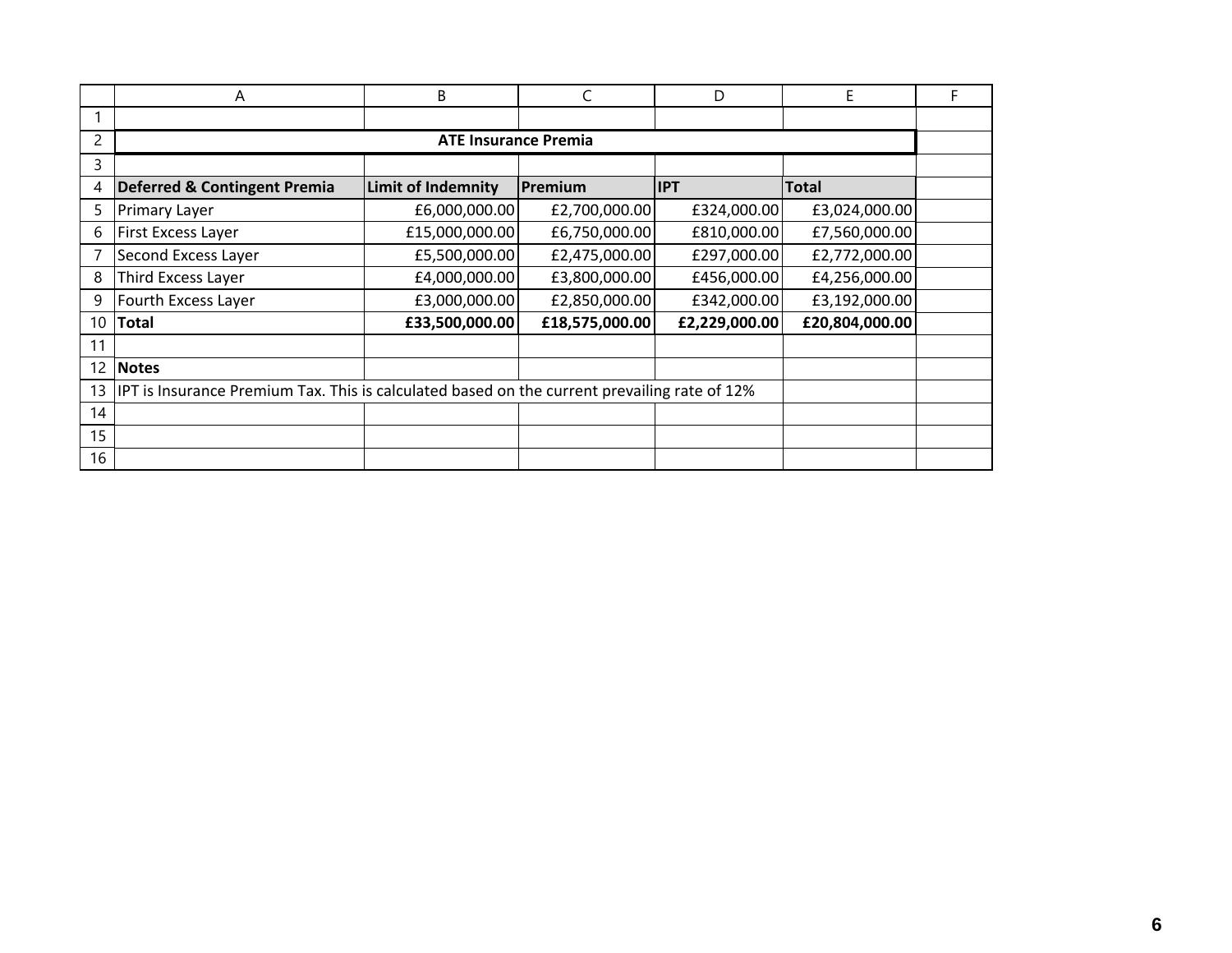## ATE Insurance Premia

| Deferred & Contingent Premia | Limit of Indemnity | Premium | IPT | Total |
|---|---|---|---|---|
| Primary Layer | £6,000,000.00 | £2,700,000.00 | £324,000.00 | £3,024,000.00 |
| First Excess Layer | £15,000,000.00 | £6,750,000.00 | £810,000.00 | £7,560,000.00 |
| Second Excess Layer | £5,500,000.00 | £2,475,000.00 | £297,000.00 | £2,772,000.00 |
| Third Excess Layer | £4,000,000.00 | £3,800,000.00 | £456,000.00 | £4,256,000.00 |
| Fourth Excess Layer | £3,000,000.00 | £2,850,000.00 | £342,000.00 | £3,192,000.00 |
| **Total** | **£33,500,000.00** | **£18,575,000.00** | **£2,229,000.00** | **£20,804,000.00** |

**Notes**

IPT is Insurance Premium Tax. This is calculated based on the current prevailing rate of 12%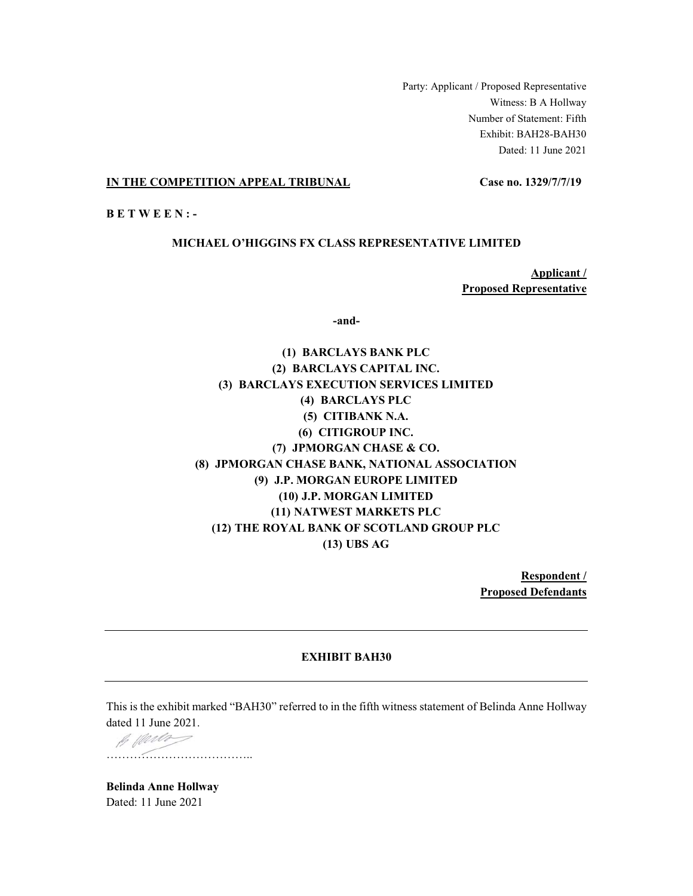Party: Applicant / Proposed Representative
Witness: B A Hollway
Number of Statement: Fifth
Exhibit: BAH28-BAH30
Dated: 11 June 2021

**IN THE COMPETITION APPEAL TRIBUNAL** **Case no. 1329/7/7/19**

**B E T W E E N : -**

**MICHAEL O'HIGGINS FX CLASS REPRESENTATIVE LIMITED**

**Applicant / Proposed Representative**

**-and-**

**(1) BARCLAYS BANK PLC**
**(2) BARCLAYS CAPITAL INC.**
**(3) BARCLAYS EXECUTION SERVICES LIMITED**
**(4) BARCLAYS PLC**
**(5) CITIBANK N.A.**
**(6) CITIGROUP INC.**
**(7) JPMORGAN CHASE & CO.**
**(8) JPMORGAN CHASE BANK, NATIONAL ASSOCIATION**
**(9) J.P. MORGAN EUROPE LIMITED**
**(10) J.P. MORGAN LIMITED**
**(11) NATWEST MARKETS PLC**
**(12) THE ROYAL BANK OF SCOTLAND GROUP PLC**
**(13) UBS AG**

**Respondent / Proposed Defendants**

---

**EXHIBIT BAH30**

---

This is the exhibit marked "BAH30" referred to in the fifth witness statement of Belinda Anne Hollway dated 11 June 2021.

………………………………..

**Belinda Anne Hollway**
Dated: 11 June 2021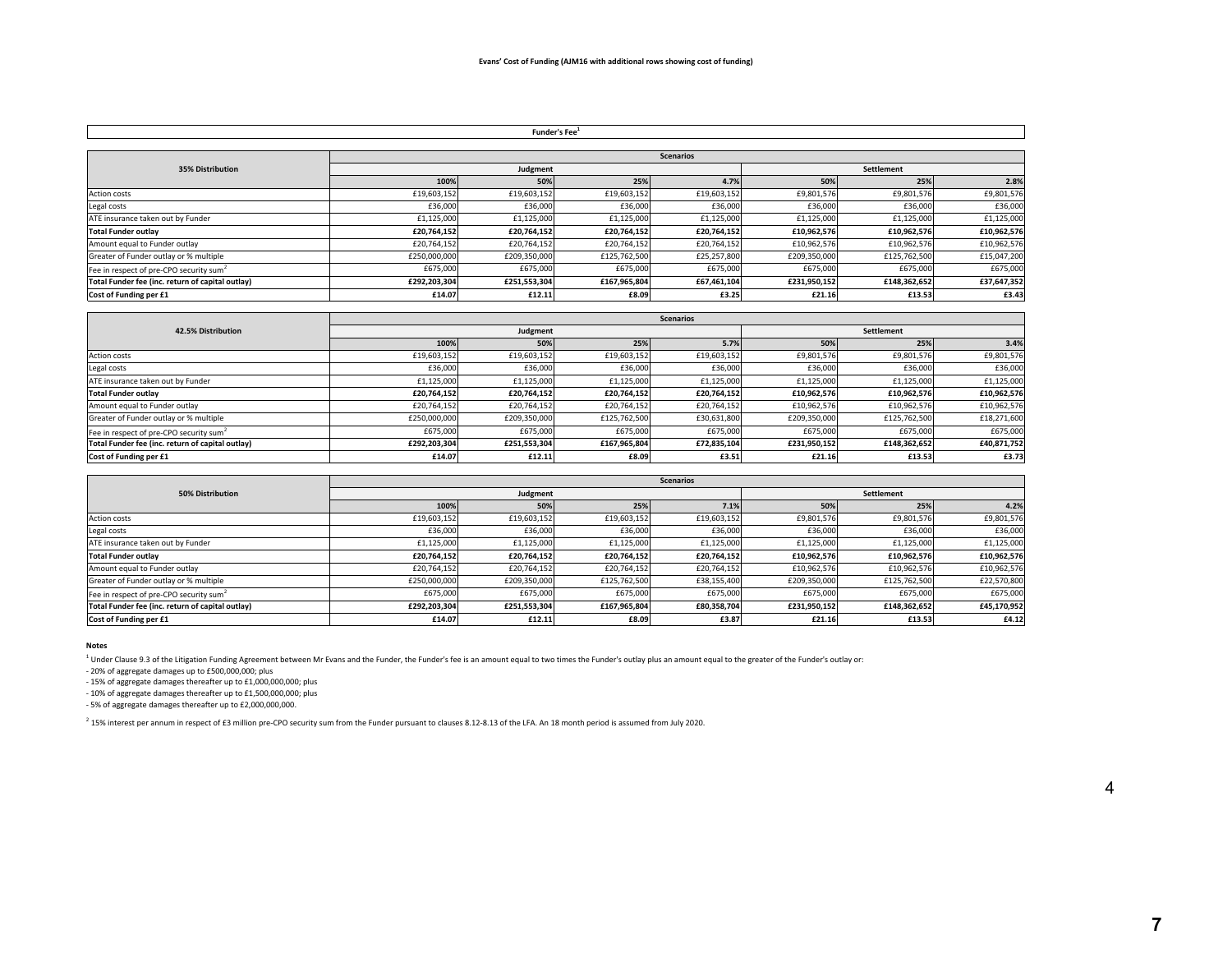**Evans' Cost of Funding (AJM16 with additional rows showing cost of funding)**

**Funder's Fee[1]**

| 35% Distribution | Scenarios | | | | | | |
|---|---|---|---|---|---|---|---|
| | Judgment | | | | Settlement | | |
| | 100% | 50% | 25% | 4.7% | 50% | 25% | 2.8% |
| Action costs | £19,603,152 | £19,603,152 | £19,603,152 | £19,603,152 | £9,801,576 | £9,801,576 | £9,801,576 |
| Legal costs | £36,000 | £36,000 | £36,000 | £36,000 | £36,000 | £36,000 | £36,000 |
| ATE insurance taken out by Funder | £1,125,000 | £1,125,000 | £1,125,000 | £1,125,000 | £1,125,000 | £1,125,000 | £1,125,000 |
| **Total Funder outlay** | **£20,764,152** | **£20,764,152** | **£20,764,152** | **£20,764,152** | **£10,962,576** | **£10,962,576** | **£10,962,576** |
| Amount equal to Funder outlay | £20,764,152 | £20,764,152 | £20,764,152 | £20,764,152 | £10,962,576 | £10,962,576 | £10,962,576 |
| Greater of Funder outlay or % multiple | £250,000,000 | £209,350,000 | £125,762,500 | £25,257,800 | £209,350,000 | £125,762,500 | £15,047,200 |
| Fee in respect of pre-CPO security sum[2] | £675,000 | £675,000 | £675,000 | £675,000 | £675,000 | £675,000 | £675,000 |
| **Total Funder fee (inc. return of capital outlay)** | **£292,203,304** | **£251,553,304** | **£167,965,804** | **£67,461,104** | **£231,950,152** | **£148,362,652** | **£37,647,352** |
| **Cost of Funding per £1** | **£14.07** | **£12.11** | **£8.09** | **£3.25** | **£21.16** | **£13.53** | **£3.43** |

| 42.5% Distribution | Scenarios | | | | | | |
|---|---|---|---|---|---|---|---|
| | Judgment | | | | Settlement | | |
| | 100% | 50% | 25% | 5.7% | 50% | 25% | 3.4% |
| Action costs | £19,603,152 | £19,603,152 | £19,603,152 | £19,603,152 | £9,801,576 | £9,801,576 | £9,801,576 |
| Legal costs | £36,000 | £36,000 | £36,000 | £36,000 | £36,000 | £36,000 | £36,000 |
| ATE insurance taken out by Funder | £1,125,000 | £1,125,000 | £1,125,000 | £1,125,000 | £1,125,000 | £1,125,000 | £1,125,000 |
| **Total Funder outlay** | **£20,764,152** | **£20,764,152** | **£20,764,152** | **£20,764,152** | **£10,962,576** | **£10,962,576** | **£10,962,576** |
| Amount equal to Funder outlay | £20,764,152 | £20,764,152 | £20,764,152 | £20,764,152 | £10,962,576 | £10,962,576 | £10,962,576 |
| Greater of Funder outlay or % multiple | £250,000,000 | £209,350,000 | £125,762,500 | £30,631,800 | £209,350,000 | £125,762,500 | £18,271,600 |
| Fee in respect of pre-CPO security sum[2] | £675,000 | £675,000 | £675,000 | £675,000 | £675,000 | £675,000 | £675,000 |
| **Total Funder fee (inc. return of capital outlay)** | **£292,203,304** | **£251,553,304** | **£167,965,804** | **£72,835,104** | **£231,950,152** | **£148,362,652** | **£40,871,752** |
| **Cost of Funding per £1** | **£14.07** | **£12.11** | **£8.09** | **£3.51** | **£21.16** | **£13.53** | **£3.73** |

| 50% Distribution | Scenarios | | | | | | |
|---|---|---|---|---|---|---|---|
| | Judgment | | | | Settlement | | |
| | 100% | 50% | 25% | 7.1% | 50% | 25% | 4.2% |
| Action costs | £19,603,152 | £19,603,152 | £19,603,152 | £19,603,152 | £9,801,576 | £9,801,576 | £9,801,576 |
| Legal costs | £36,000 | £36,000 | £36,000 | £36,000 | £36,000 | £36,000 | £36,000 |
| ATE insurance taken out by Funder | £1,125,000 | £1,125,000 | £1,125,000 | £1,125,000 | £1,125,000 | £1,125,000 | £1,125,000 |
| **Total Funder outlay** | **£20,764,152** | **£20,764,152** | **£20,764,152** | **£20,764,152** | **£10,962,576** | **£10,962,576** | **£10,962,576** |
| Amount equal to Funder outlay | £20,764,152 | £20,764,152 | £20,764,152 | £20,764,152 | £10,962,576 | £10,962,576 | £10,962,576 |
| Greater of Funder outlay or % multiple | £250,000,000 | £209,350,000 | £125,762,500 | £38,155,400 | £209,350,000 | £125,762,500 | £22,570,800 |
| Fee in respect of pre-CPO security sum[2] | £675,000 | £675,000 | £675,000 | £675,000 | £675,000 | £675,000 | £675,000 |
| **Total Funder fee (inc. return of capital outlay)** | **£292,203,304** | **£251,553,304** | **£167,965,804** | **£80,358,704** | **£231,950,152** | **£148,362,652** | **£45,170,952** |
| **Cost of Funding per £1** | **£14.07** | **£12.11** | **£8.09** | **£3.87** | **£21.16** | **£13.53** | **£4.12** |

**Notes**

[1] Under Clause 9.3 of the Litigation Funding Agreement between Mr Evans and the Funder, the Funder's fee is an amount equal to two times the Funder's outlay plus an amount equal to the greater of the Funder's outlay or:

- 20% of aggregate damages up to £500,000,000; plus
- 15% of aggregate damages thereafter up to £1,000,000,000; plus
- 10% of aggregate damages thereafter up to £1,500,000,000; plus
- 5% of aggregate damages thereafter up to £2,000,000,000.

[2] 15% interest per annum in respect of £3 million pre-CPO security sum from the Funder pursuant to clauses 8.12-8.13 of the LFA. An 18 month period is assumed from July 2020.